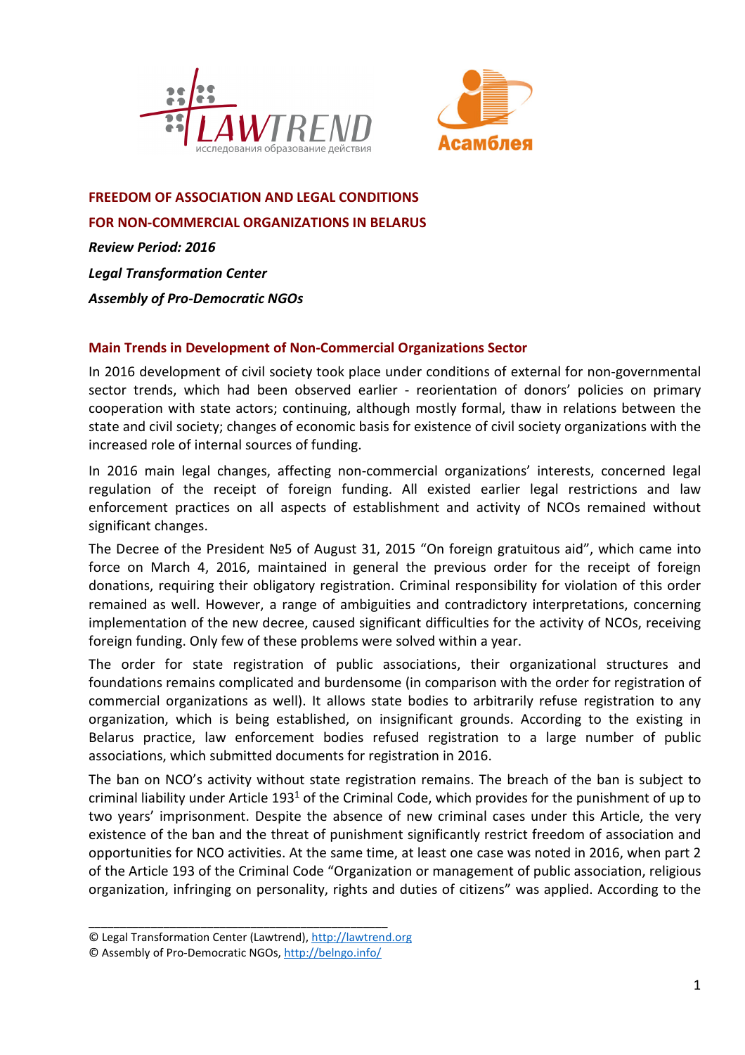**FREEDOM OF ASSOCIATION AND LEGAL CONDITIONS**

**FOR NON-COMMERCIAL ORGANIZATIONS IN BELARUS**

***Review Period: 2016***

***Legal Transformation Center***

***Assembly of Pro-Democratic NGOs***

## Main Trends in Development of Non-Commercial Organizations Sector

In 2016 development of civil society took place under conditions of external for non-governmental sector trends, which had been observed earlier - reorientation of donors' policies on primary cooperation with state actors; continuing, although mostly formal, thaw in relations between the state and civil society; changes of economic basis for existence of civil society organizations with the increased role of internal sources of funding.

In 2016 main legal changes, affecting non-commercial organizations' interests, concerned legal regulation of the receipt of foreign funding. All existed earlier legal restrictions and law enforcement practices on all aspects of establishment and activity of NCOs remained without significant changes.

The Decree of the President №5 of August 31, 2015 "On foreign gratuitous aid", which came into force on March 4, 2016, maintained in general the previous order for the receipt of foreign donations, requiring their obligatory registration. Criminal responsibility for violation of this order remained as well. However, a range of ambiguities and contradictory interpretations, concerning implementation of the new decree, caused significant difficulties for the activity of NCOs, receiving foreign funding. Only few of these problems were solved within a year.

The order for state registration of public associations, their organizational structures and foundations remains complicated and burdensome (in comparison with the order for registration of commercial organizations as well). It allows state bodies to arbitrarily refuse registration to any organization, which is being established, on insignificant grounds. According to the existing in Belarus practice, law enforcement bodies refused registration to a large number of public associations, which submitted documents for registration in 2016.

The ban on NCO's activity without state registration remains. The breach of the ban is subject to criminal liability under Article 193[1] of the Criminal Code, which provides for the punishment of up to two years' imprisonment. Despite the absence of new criminal cases under this Article, the very existence of the ban and the threat of punishment significantly restrict freedom of association and opportunities for NCO activities. At the same time, at least one case was noted in 2016, when part 2 of the Article 193 of the Criminal Code "Organization or management of public association, religious organization, infringing on personality, rights and duties of citizens" was applied. According to the

© Legal Transformation Center (Lawtrend), http://lawtrend.org

© Assembly of Pro-Democratic NGOs, http://belngo.info/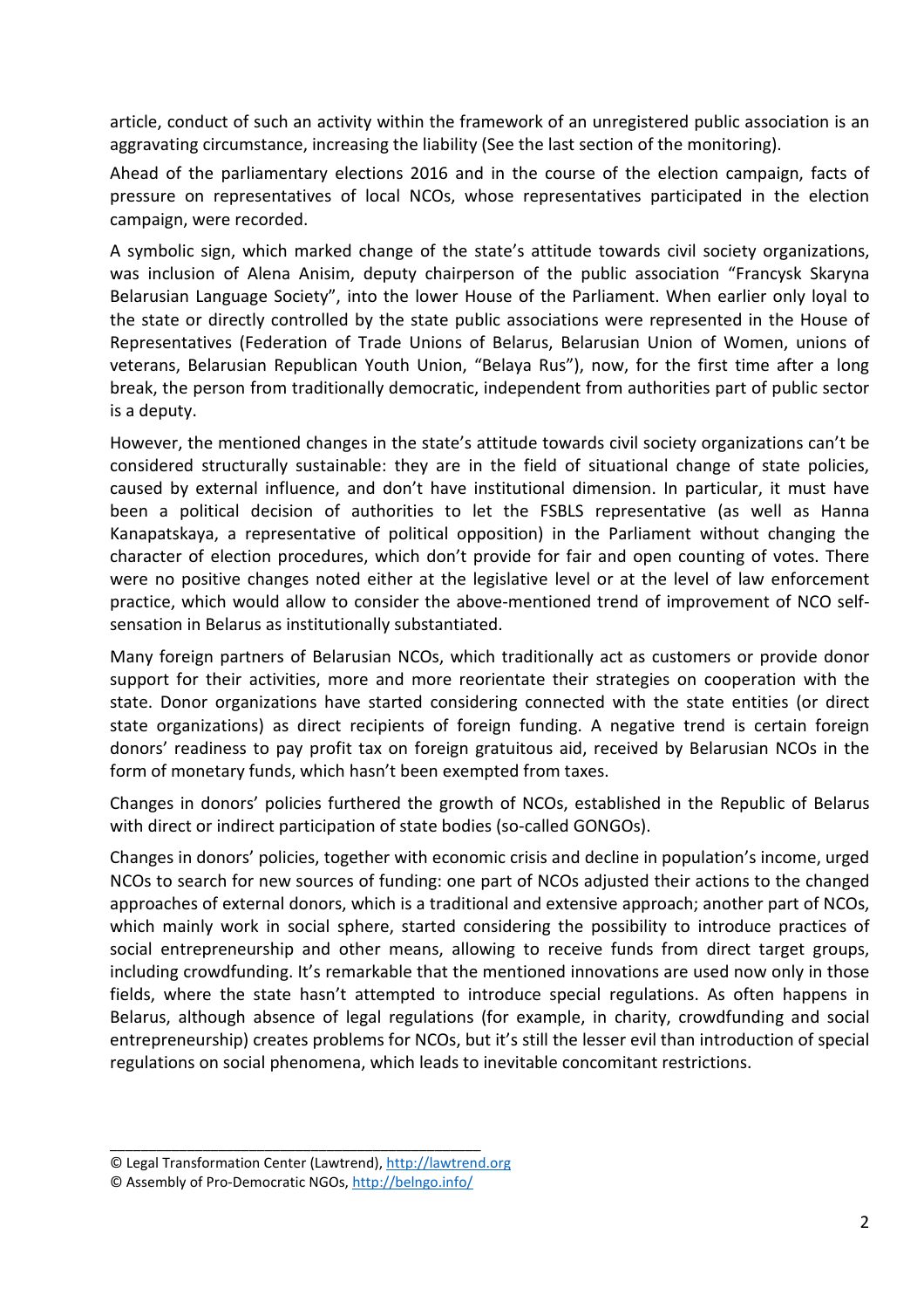article, conduct of such an activity within the framework of an unregistered public association is an aggravating circumstance, increasing the liability (See the last section of the monitoring).

Ahead of the parliamentary elections 2016 and in the course of the election campaign, facts of pressure on representatives of local NCOs, whose representatives participated in the election campaign, were recorded.

A symbolic sign, which marked change of the state's attitude towards civil society organizations, was inclusion of Alena Anisim, deputy chairperson of the public association "Francysk Skaryna Belarusian Language Society", into the lower House of the Parliament. When earlier only loyal to the state or directly controlled by the state public associations were represented in the House of Representatives (Federation of Trade Unions of Belarus, Belarusian Union of Women, unions of veterans, Belarusian Republican Youth Union, "Belaya Rus"), now, for the first time after a long break, the person from traditionally democratic, independent from authorities part of public sector is a deputy.

However, the mentioned changes in the state's attitude towards civil society organizations can't be considered structurally sustainable: they are in the field of situational change of state policies, caused by external influence, and don't have institutional dimension. In particular, it must have been a political decision of authorities to let the FSBLS representative (as well as Hanna Kanapatskaya, a representative of political opposition) in the Parliament without changing the character of election procedures, which don't provide for fair and open counting of votes. There were no positive changes noted either at the legislative level or at the level of law enforcement practice, which would allow to consider the above-mentioned trend of improvement of NCO self-sensation in Belarus as institutionally substantiated.

Many foreign partners of Belarusian NCOs, which traditionally act as customers or provide donor support for their activities, more and more reorientate their strategies on cooperation with the state. Donor organizations have started considering connected with the state entities (or direct state organizations) as direct recipients of foreign funding. A negative trend is certain foreign donors' readiness to pay profit tax on foreign gratuitous aid, received by Belarusian NCOs in the form of monetary funds, which hasn't been exempted from taxes.

Changes in donors' policies furthered the growth of NCOs, established in the Republic of Belarus with direct or indirect participation of state bodies (so-called GONGOs).

Changes in donors' policies, together with economic crisis and decline in population's income, urged NCOs to search for new sources of funding: one part of NCOs adjusted their actions to the changed approaches of external donors, which is a traditional and extensive approach; another part of NCOs, which mainly work in social sphere, started considering the possibility to introduce practices of social entrepreneurship and other means, allowing to receive funds from direct target groups, including crowdfunding. It's remarkable that the mentioned innovations are used now only in those fields, where the state hasn't attempted to introduce special regulations. As often happens in Belarus, although absence of legal regulations (for example, in charity, crowdfunding and social entrepreneurship) creates problems for NCOs, but it's still the lesser evil than introduction of special regulations on social phenomena, which leads to inevitable concomitant restrictions.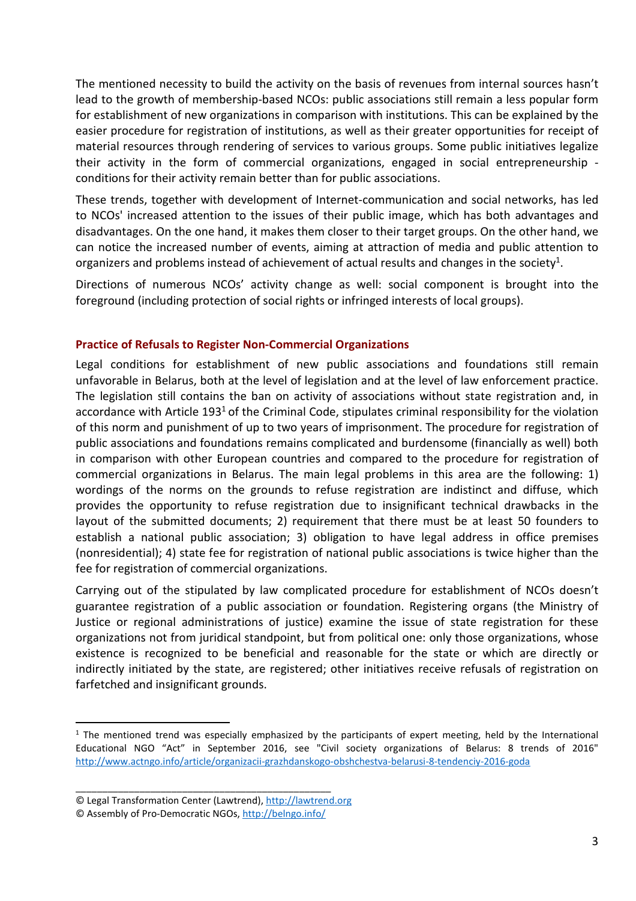The mentioned necessity to build the activity on the basis of revenues from internal sources hasn't lead to the growth of membership-based NCOs: public associations still remain a less popular form for establishment of new organizations in comparison with institutions. This can be explained by the easier procedure for registration of institutions, as well as their greater opportunities for receipt of material resources through rendering of services to various groups. Some public initiatives legalize their activity in the form of commercial organizations, engaged in social entrepreneurship - conditions for their activity remain better than for public associations.

These trends, together with development of Internet-communication and social networks, has led to NCOs' increased attention to the issues of their public image, which has both advantages and disadvantages. On the one hand, it makes them closer to their target groups. On the other hand, we can notice the increased number of events, aiming at attraction of media and public attention to organizers and problems instead of achievement of actual results and changes in the society[1].

Directions of numerous NCOs' activity change as well: social component is brought into the foreground (including protection of social rights or infringed interests of local groups).

## Practice of Refusals to Register Non-Commercial Organizations

Legal conditions for establishment of new public associations and foundations still remain unfavorable in Belarus, both at the level of legislation and at the level of law enforcement practice. The legislation still contains the ban on activity of associations without state registration and, in accordance with Article 193[1] of the Criminal Code, stipulates criminal responsibility for the violation of this norm and punishment of up to two years of imprisonment. The procedure for registration of public associations and foundations remains complicated and burdensome (financially as well) both in comparison with other European countries and compared to the procedure for registration of commercial organizations in Belarus. The main legal problems in this area are the following: 1) wordings of the norms on the grounds to refuse registration are indistinct and diffuse, which provides the opportunity to refuse registration due to insignificant technical drawbacks in the layout of the submitted documents; 2) requirement that there must be at least 50 founders to establish a national public association; 3) obligation to have legal address in office premises (nonresidential); 4) state fee for registration of national public associations is twice higher than the fee for registration of commercial organizations.

Carrying out of the stipulated by law complicated procedure for establishment of NCOs doesn't guarantee registration of a public association or foundation. Registering organs (the Ministry of Justice or regional administrations of justice) examine the issue of state registration for these organizations not from juridical standpoint, but from political one: only those organizations, whose existence is recognized to be beneficial and reasonable for the state or which are directly or indirectly initiated by the state, are registered; other initiatives receive refusals of registration on farfetched and insignificant grounds.

---

[1] The mentioned trend was especially emphasized by the participants of expert meeting, held by the International Educational NGO "Act" in September 2016, see "Civil society organizations of Belarus: 8 trends of 2016" http://www.actngo.info/article/organizacii-grazhdanskogo-obshchestva-belarusi-8-tendenciy-2016-goda

© Legal Transformation Center (Lawtrend), http://lawtrend.org
© Assembly of Pro-Democratic NGOs, http://belngo.info/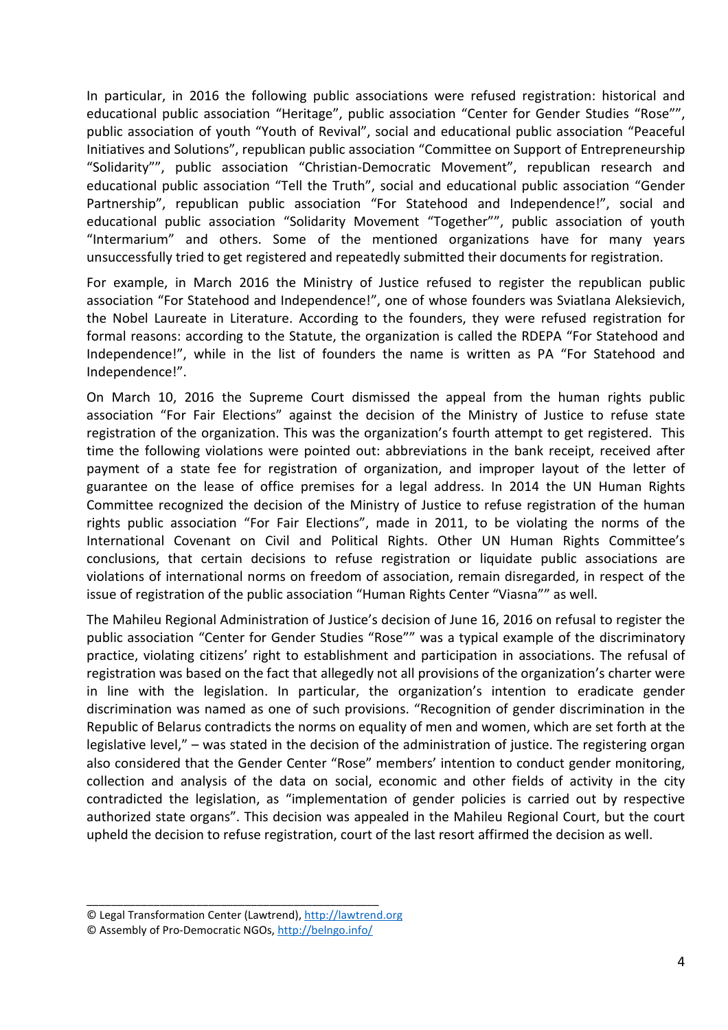In particular, in 2016 the following public associations were refused registration: historical and educational public association “Heritage”, public association “Center for Gender Studies “Rose””, public association of youth “Youth of Revival”, social and educational public association “Peaceful Initiatives and Solutions”, republican public association “Committee on Support of Entrepreneurship “Solidarity””, public association “Christian-Democratic Movement”, republican research and educational public association “Tell the Truth”, social and educational public association “Gender Partnership”, republican public association “For Statehood and Independence!”, social and educational public association “Solidarity Movement “Together””, public association of youth “Intermarium” and others. Some of the mentioned organizations have for many years unsuccessfully tried to get registered and repeatedly submitted their documents for registration.

For example, in March 2016 the Ministry of Justice refused to register the republican public association “For Statehood and Independence!”, one of whose founders was Sviatlana Aleksievich, the Nobel Laureate in Literature. According to the founders, they were refused registration for formal reasons: according to the Statute, the organization is called the RDEPA “For Statehood and Independence!”, while in the list of founders the name is written as PA “For Statehood and Independence!”.

On March 10, 2016 the Supreme Court dismissed the appeal from the human rights public association “For Fair Elections” against the decision of the Ministry of Justice to refuse state registration of the organization. This was the organization’s fourth attempt to get registered. This time the following violations were pointed out: abbreviations in the bank receipt, received after payment of a state fee for registration of organization, and improper layout of the letter of guarantee on the lease of office premises for a legal address. In 2014 the UN Human Rights Committee recognized the decision of the Ministry of Justice to refuse registration of the human rights public association “For Fair Elections”, made in 2011, to be violating the norms of the International Covenant on Civil and Political Rights. Other UN Human Rights Committee’s conclusions, that certain decisions to refuse registration or liquidate public associations are violations of international norms on freedom of association, remain disregarded, in respect of the issue of registration of the public association “Human Rights Center “Viasna”” as well.

The Mahileu Regional Administration of Justice’s decision of June 16, 2016 on refusal to register the public association “Center for Gender Studies “Rose”” was a typical example of the discriminatory practice, violating citizens’ right to establishment and participation in associations. The refusal of registration was based on the fact that allegedly not all provisions of the organization’s charter were in line with the legislation. In particular, the organization’s intention to eradicate gender discrimination was named as one of such provisions. “Recognition of gender discrimination in the Republic of Belarus contradicts the norms on equality of men and women, which are set forth at the legislative level,” – was stated in the decision of the administration of justice. The registering organ also considered that the Gender Center “Rose” members’ intention to conduct gender monitoring, collection and analysis of the data on social, economic and other fields of activity in the city contradicted the legislation, as “implementation of gender policies is carried out by respective authorized state organs”. This decision was appealed in the Mahileu Regional Court, but the court upheld the decision to refuse registration, court of the last resort affirmed the decision as well.

© Legal Transformation Center (Lawtrend), http://lawtrend.org
© Assembly of Pro-Democratic NGOs, http://belngo.info/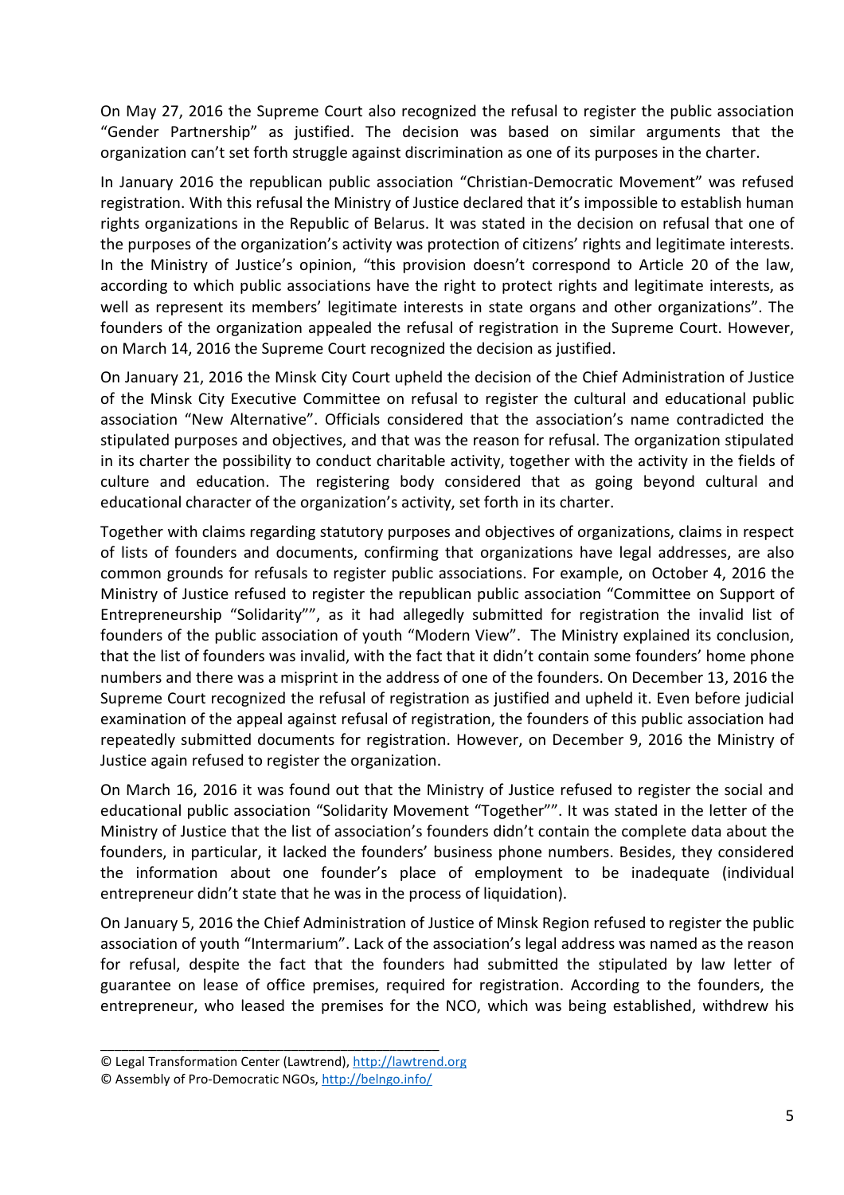On May 27, 2016 the Supreme Court also recognized the refusal to register the public association "Gender Partnership" as justified. The decision was based on similar arguments that the organization can't set forth struggle against discrimination as one of its purposes in the charter.

In January 2016 the republican public association "Christian-Democratic Movement" was refused registration. With this refusal the Ministry of Justice declared that it's impossible to establish human rights organizations in the Republic of Belarus. It was stated in the decision on refusal that one of the purposes of the organization's activity was protection of citizens' rights and legitimate interests. In the Ministry of Justice's opinion, "this provision doesn't correspond to Article 20 of the law, according to which public associations have the right to protect rights and legitimate interests, as well as represent its members' legitimate interests in state organs and other organizations". The founders of the organization appealed the refusal of registration in the Supreme Court. However, on March 14, 2016 the Supreme Court recognized the decision as justified.

On January 21, 2016 the Minsk City Court upheld the decision of the Chief Administration of Justice of the Minsk City Executive Committee on refusal to register the cultural and educational public association "New Alternative". Officials considered that the association's name contradicted the stipulated purposes and objectives, and that was the reason for refusal. The organization stipulated in its charter the possibility to conduct charitable activity, together with the activity in the fields of culture and education. The registering body considered that as going beyond cultural and educational character of the organization's activity, set forth in its charter.

Together with claims regarding statutory purposes and objectives of organizations, claims in respect of lists of founders and documents, confirming that organizations have legal addresses, are also common grounds for refusals to register public associations. For example, on October 4, 2016 the Ministry of Justice refused to register the republican public association "Committee on Support of Entrepreneurship "Solidarity"", as it had allegedly submitted for registration the invalid list of founders of the public association of youth "Modern View". The Ministry explained its conclusion, that the list of founders was invalid, with the fact that it didn't contain some founders' home phone numbers and there was a misprint in the address of one of the founders. On December 13, 2016 the Supreme Court recognized the refusal of registration as justified and upheld it. Even before judicial examination of the appeal against refusal of registration, the founders of this public association had repeatedly submitted documents for registration. However, on December 9, 2016 the Ministry of Justice again refused to register the organization.

On March 16, 2016 it was found out that the Ministry of Justice refused to register the social and educational public association "Solidarity Movement "Together"". It was stated in the letter of the Ministry of Justice that the list of association's founders didn't contain the complete data about the founders, in particular, it lacked the founders' business phone numbers. Besides, they considered the information about one founder's place of employment to be inadequate (individual entrepreneur didn't state that he was in the process of liquidation).

On January 5, 2016 the Chief Administration of Justice of Minsk Region refused to register the public association of youth "Intermarium". Lack of the association's legal address was named as the reason for refusal, despite the fact that the founders had submitted the stipulated by law letter of guarantee on lease of office premises, required for registration. According to the founders, the entrepreneur, who leased the premises for the NCO, which was being established, withdrew his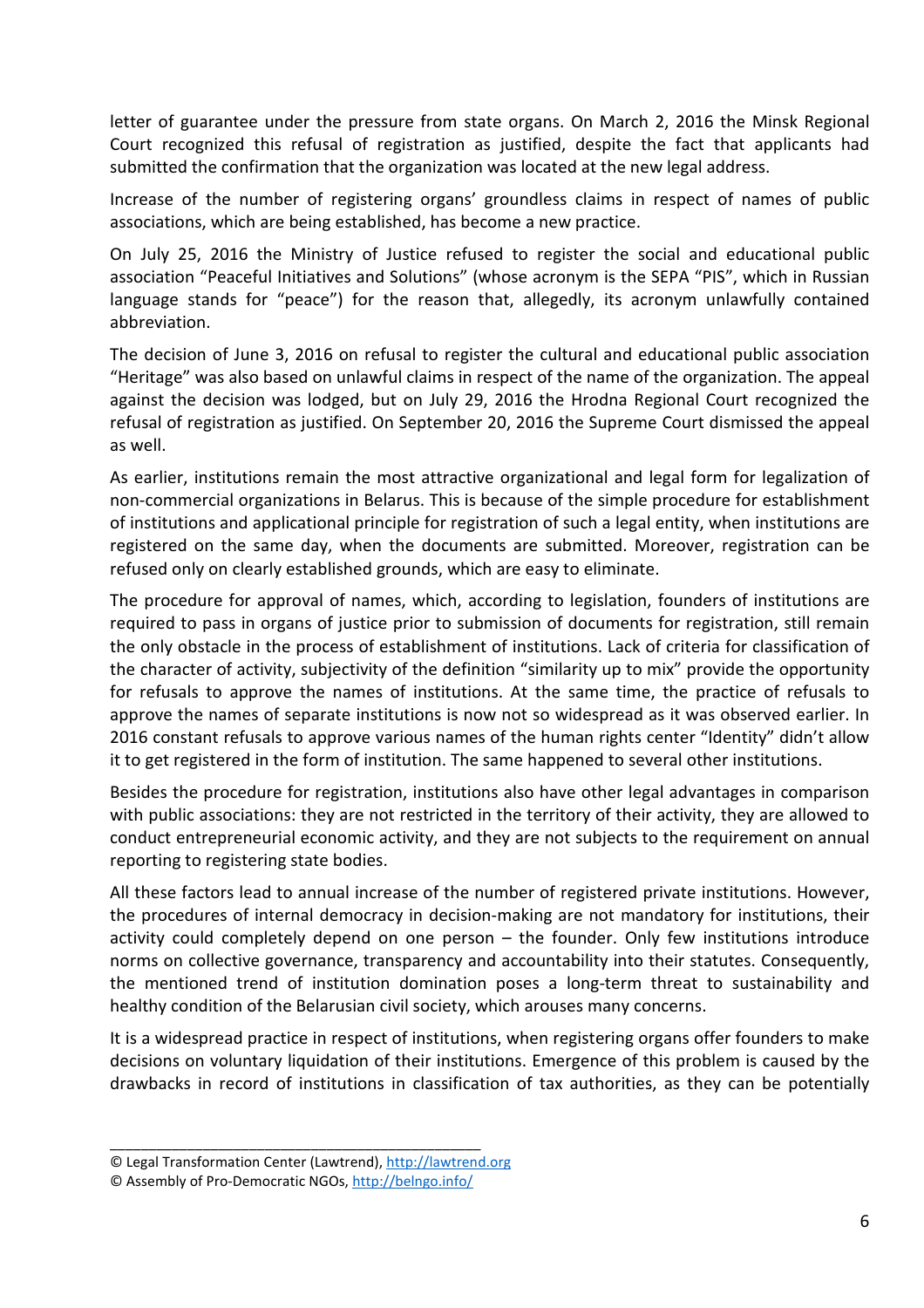letter of guarantee under the pressure from state organs. On March 2, 2016 the Minsk Regional Court recognized this refusal of registration as justified, despite the fact that applicants had submitted the confirmation that the organization was located at the new legal address.

Increase of the number of registering organs' groundless claims in respect of names of public associations, which are being established, has become a new practice.

On July 25, 2016 the Ministry of Justice refused to register the social and educational public association "Peaceful Initiatives and Solutions" (whose acronym is the SEPA "PIS", which in Russian language stands for "peace") for the reason that, allegedly, its acronym unlawfully contained abbreviation.

The decision of June 3, 2016 on refusal to register the cultural and educational public association "Heritage" was also based on unlawful claims in respect of the name of the organization. The appeal against the decision was lodged, but on July 29, 2016 the Hrodna Regional Court recognized the refusal of registration as justified. On September 20, 2016 the Supreme Court dismissed the appeal as well.

As earlier, institutions remain the most attractive organizational and legal form for legalization of non-commercial organizations in Belarus. This is because of the simple procedure for establishment of institutions and applicational principle for registration of such a legal entity, when institutions are registered on the same day, when the documents are submitted. Moreover, registration can be refused only on clearly established grounds, which are easy to eliminate.

The procedure for approval of names, which, according to legislation, founders of institutions are required to pass in organs of justice prior to submission of documents for registration, still remain the only obstacle in the process of establishment of institutions. Lack of criteria for classification of the character of activity, subjectivity of the definition "similarity up to mix" provide the opportunity for refusals to approve the names of institutions. At the same time, the practice of refusals to approve the names of separate institutions is now not so widespread as it was observed earlier. In 2016 constant refusals to approve various names of the human rights center "Identity" didn't allow it to get registered in the form of institution. The same happened to several other institutions.

Besides the procedure for registration, institutions also have other legal advantages in comparison with public associations: they are not restricted in the territory of their activity, they are allowed to conduct entrepreneurial economic activity, and they are not subjects to the requirement on annual reporting to registering state bodies.

All these factors lead to annual increase of the number of registered private institutions. However, the procedures of internal democracy in decision-making are not mandatory for institutions, their activity could completely depend on one person – the founder. Only few institutions introduce norms on collective governance, transparency and accountability into their statutes. Consequently, the mentioned trend of institution domination poses a long-term threat to sustainability and healthy condition of the Belarusian civil society, which arouses many concerns.

It is a widespread practice in respect of institutions, when registering organs offer founders to make decisions on voluntary liquidation of their institutions. Emergence of this problem is caused by the drawbacks in record of institutions in classification of tax authorities, as they can be potentially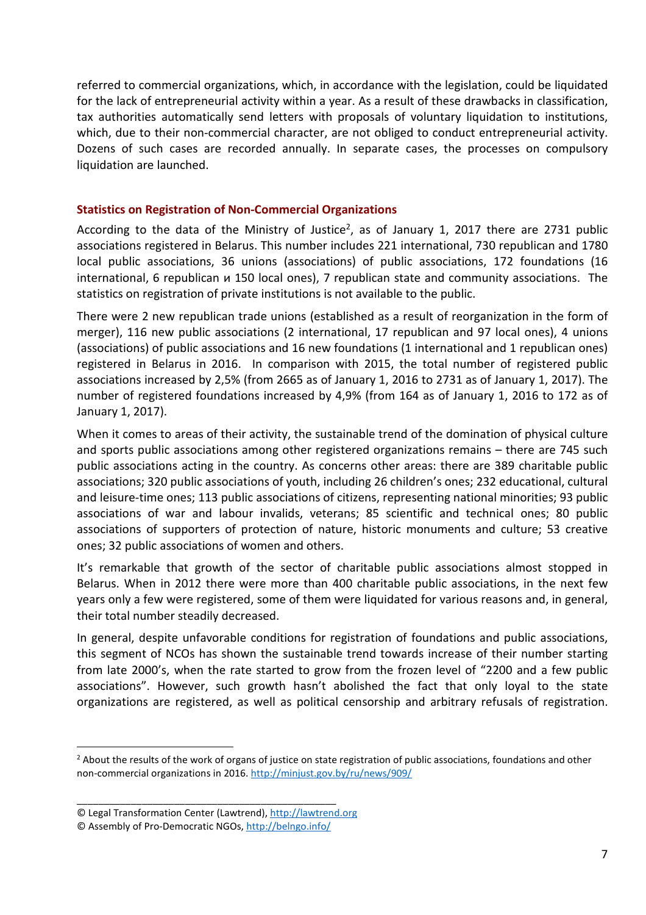referred to commercial organizations, which, in accordance with the legislation, could be liquidated for the lack of entrepreneurial activity within a year. As a result of these drawbacks in classification, tax authorities automatically send letters with proposals of voluntary liquidation to institutions, which, due to their non-commercial character, are not obliged to conduct entrepreneurial activity. Dozens of such cases are recorded annually. In separate cases, the processes on compulsory liquidation are launched.

## Statistics on Registration of Non-Commercial Organizations

According to the data of the Ministry of Justice[2], as of January 1, 2017 there are 2731 public associations registered in Belarus. This number includes 221 international, 730 republican and 1780 local public associations, 36 unions (associations) of public associations, 172 foundations (16 international, 6 republican и 150 local ones), 7 republican state and community associations. The statistics on registration of private institutions is not available to the public.

There were 2 new republican trade unions (established as a result of reorganization in the form of merger), 116 new public associations (2 international, 17 republican and 97 local ones), 4 unions (associations) of public associations and 16 new foundations (1 international and 1 republican ones) registered in Belarus in 2016. In comparison with 2015, the total number of registered public associations increased by 2,5% (from 2665 as of January 1, 2016 to 2731 as of January 1, 2017). The number of registered foundations increased by 4,9% (from 164 as of January 1, 2016 to 172 as of January 1, 2017).

When it comes to areas of their activity, the sustainable trend of the domination of physical culture and sports public associations among other registered organizations remains – there are 745 such public associations acting in the country. As concerns other areas: there are 389 charitable public associations; 320 public associations of youth, including 26 children's ones; 232 educational, cultural and leisure-time ones; 113 public associations of citizens, representing national minorities; 93 public associations of war and labour invalids, veterans; 85 scientific and technical ones; 80 public associations of supporters of protection of nature, historic monuments and culture; 53 creative ones; 32 public associations of women and others.

It's remarkable that growth of the sector of charitable public associations almost stopped in Belarus. When in 2012 there were more than 400 charitable public associations, in the next few years only a few were registered, some of them were liquidated for various reasons and, in general, their total number steadily decreased.

In general, despite unfavorable conditions for registration of foundations and public associations, this segment of NCOs has shown the sustainable trend towards increase of their number starting from late 2000's, when the rate started to grow from the frozen level of "2200 and a few public associations". However, such growth hasn't abolished the fact that only loyal to the state organizations are registered, as well as political censorship and arbitrary refusals of registration.

---

[2] About the results of the work of organs of justice on state registration of public associations, foundations and other non-commercial organizations in 2016. http://minjust.gov.by/ru/news/909/

© Legal Transformation Center (Lawtrend), http://lawtrend.org
© Assembly of Pro-Democratic NGOs, http://belngo.info/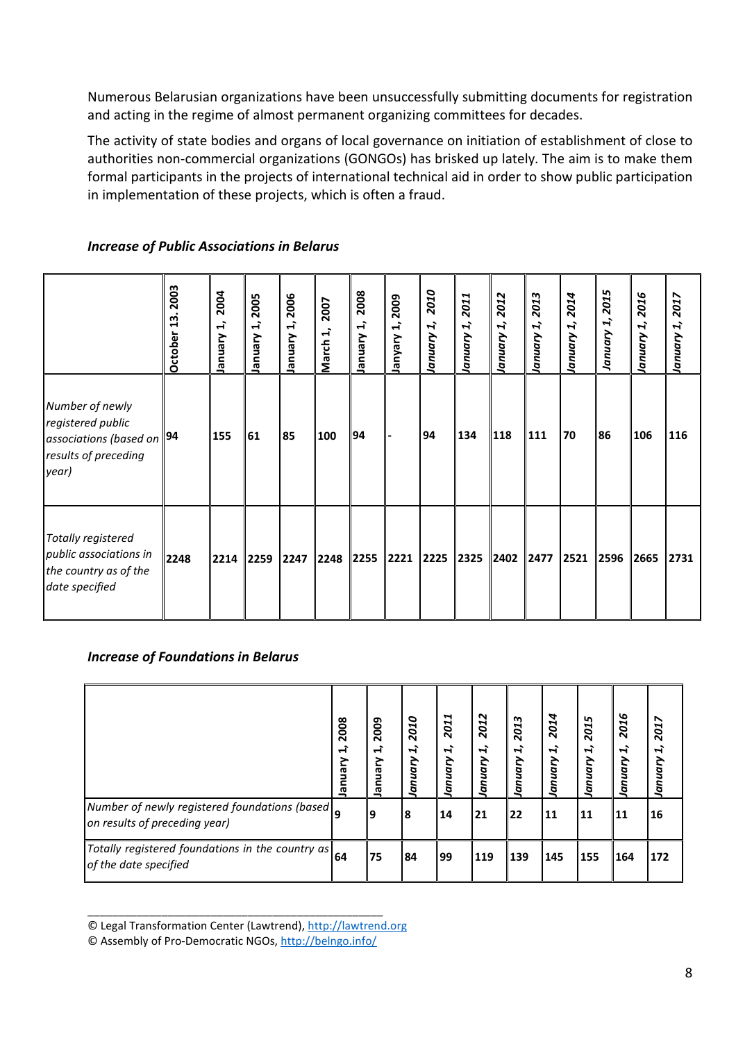Numerous Belarusian organizations have been unsuccessfully submitting documents for registration and acting in the regime of almost permanent organizing committees for decades.

The activity of state bodies and organs of local governance on initiation of establishment of close to authorities non-commercial organizations (GONGOs) has brisked up lately. The aim is to make them formal participants in the projects of international technical aid in order to show public participation in implementation of these projects, which is often a fraud.

***Increase of Public Associations in Belarus***

| | **October 13. 2003** | **January 1, 2004** | **January 1, 2005** | **January 1, 2006** | **March 1, 2007** | **January 1, 2008** | **Janyary 1, 2009** | ***January 1, 2010*** | ***January 1, 2011*** | ***January 1, 2012*** | ***January 1, 2013*** | ***January 1, 2014*** | ***January 1, 2015*** | ***January 1, 2016*** | ***January 1, 2017*** |
|---|---|---|---|---|---|---|---|---|---|---|---|---|---|---|---|
| *Number of newly registered public associations (based on results of preceding year)* | **94** | **155** | **61** | **85** | **100** | **94** | **-** | **94** | **134** | **118** | **111** | **70** | **86** | **106** | **116** |
| *Totally registered public associations in the country as of the date specified* | **2248** | **2214** | **2259** | **2247** | **2248** | **2255** | **2221** | **2225** | **2325** | **2402** | **2477** | **2521** | **2596** | **2665** | **2731** |

***Increase of Foundations in Belarus***

| | **January 1, 2008** | **January 1, 2009** | ***January 1, 2010*** | ***January 1, 2011*** | ***January 1, 2012*** | ***January 1, 2013*** | ***January 1, 2014*** | ***January 1, 2015*** | ***January 1, 2016*** | ***January 1, 2017*** |
|---|---|---|---|---|---|---|---|---|---|---|
| *Number of newly registered foundations (based on results of preceding year)* | **9** | **9** | **8** | **14** | **21** | **22** | **11** | **11** | **11** | **16** |
| *Totally registered foundations in the country as of the date specified* | **64** | **75** | **84** | **99** | **119** | **139** | **145** | **155** | **164** | **172** |

© Legal Transformation Center (Lawtrend), http://lawtrend.org
© Assembly of Pro-Democratic NGOs, http://belngo.info/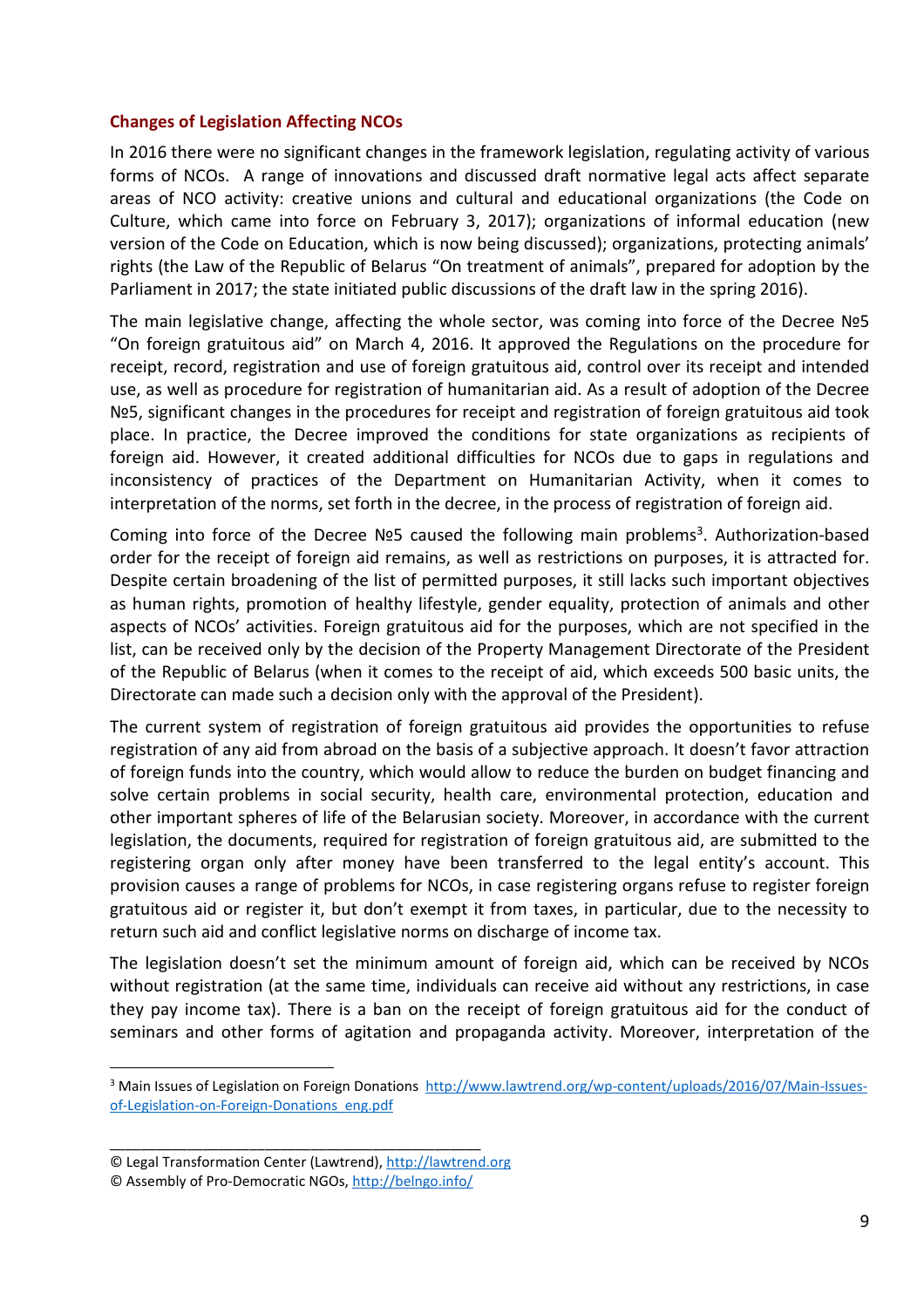## Changes of Legislation Affecting NCOs

In 2016 there were no significant changes in the framework legislation, regulating activity of various forms of NCOs. A range of innovations and discussed draft normative legal acts affect separate areas of NCO activity: creative unions and cultural and educational organizations (the Code on Culture, which came into force on February 3, 2017); organizations of informal education (new version of the Code on Education, which is now being discussed); organizations, protecting animals' rights (the Law of the Republic of Belarus "On treatment of animals", prepared for adoption by the Parliament in 2017; the state initiated public discussions of the draft law in the spring 2016).

The main legislative change, affecting the whole sector, was coming into force of the Decree №5 "On foreign gratuitous aid" on March 4, 2016. It approved the Regulations on the procedure for receipt, record, registration and use of foreign gratuitous aid, control over its receipt and intended use, as well as procedure for registration of humanitarian aid. As a result of adoption of the Decree №5, significant changes in the procedures for receipt and registration of foreign gratuitous aid took place. In practice, the Decree improved the conditions for state organizations as recipients of foreign aid. However, it created additional difficulties for NCOs due to gaps in regulations and inconsistency of practices of the Department on Humanitarian Activity, when it comes to interpretation of the norms, set forth in the decree, in the process of registration of foreign aid.

Coming into force of the Decree №5 caused the following main problems[3]. Authorization-based order for the receipt of foreign aid remains, as well as restrictions on purposes, it is attracted for. Despite certain broadening of the list of permitted purposes, it still lacks such important objectives as human rights, promotion of healthy lifestyle, gender equality, protection of animals and other aspects of NCOs' activities. Foreign gratuitous aid for the purposes, which are not specified in the list, can be received only by the decision of the Property Management Directorate of the President of the Republic of Belarus (when it comes to the receipt of aid, which exceeds 500 basic units, the Directorate can made such a decision only with the approval of the President).

The current system of registration of foreign gratuitous aid provides the opportunities to refuse registration of any aid from abroad on the basis of a subjective approach. It doesn't favor attraction of foreign funds into the country, which would allow to reduce the burden on budget financing and solve certain problems in social security, health care, environmental protection, education and other important spheres of life of the Belarusian society. Moreover, in accordance with the current legislation, the documents, required for registration of foreign gratuitous aid, are submitted to the registering organ only after money have been transferred to the legal entity's account. This provision causes a range of problems for NCOs, in case registering organs refuse to register foreign gratuitous aid or register it, but don't exempt it from taxes, in particular, due to the necessity to return such aid and conflict legislative norms on discharge of income tax.

The legislation doesn't set the minimum amount of foreign aid, which can be received by NCOs without registration (at the same time, individuals can receive aid without any restrictions, in case they pay income tax). There is a ban on the receipt of foreign gratuitous aid for the conduct of seminars and other forms of agitation and propaganda activity. Moreover, interpretation of the

[3] Main Issues of Legislation on Foreign Donations http://www.lawtrend.org/wp-content/uploads/2016/07/Main-Issues-of-Legislation-on-Foreign-Donations_eng.pdf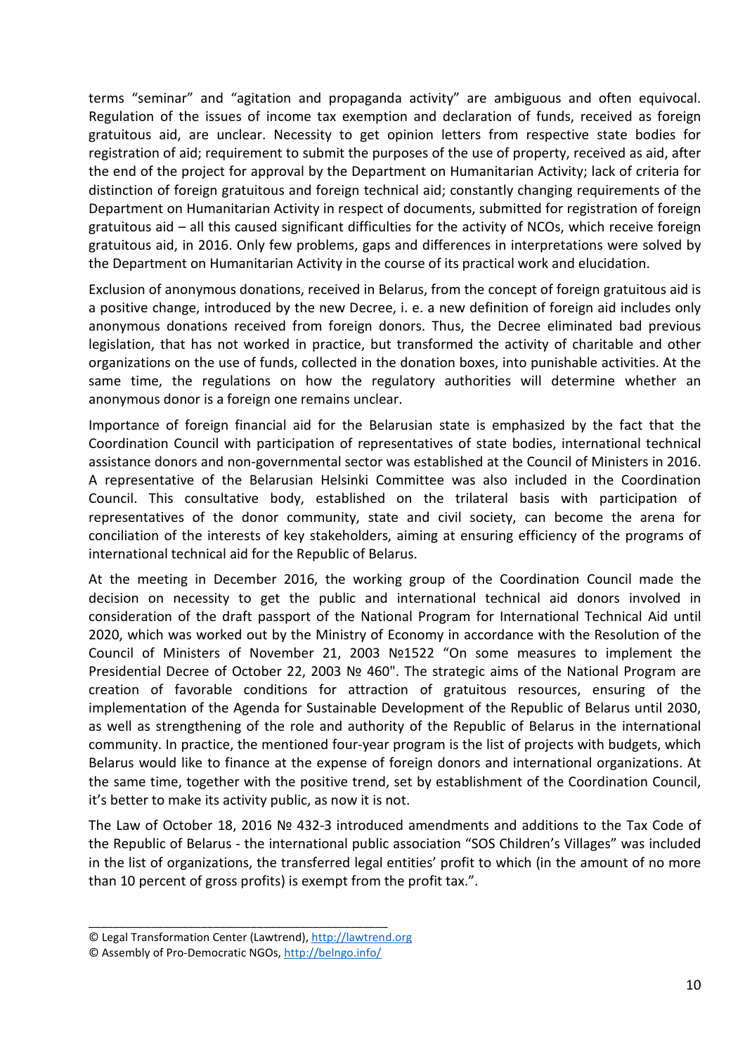terms “seminar” and “agitation and propaganda activity” are ambiguous and often equivocal. Regulation of the issues of income tax exemption and declaration of funds, received as foreign gratuitous aid, are unclear. Necessity to get opinion letters from respective state bodies for registration of aid; requirement to submit the purposes of the use of property, received as aid, after the end of the project for approval by the Department on Humanitarian Activity; lack of criteria for distinction of foreign gratuitous and foreign technical aid; constantly changing requirements of the Department on Humanitarian Activity in respect of documents, submitted for registration of foreign gratuitous aid – all this caused significant difficulties for the activity of NCOs, which receive foreign gratuitous aid, in 2016. Only few problems, gaps and differences in interpretations were solved by the Department on Humanitarian Activity in the course of its practical work and elucidation.

Exclusion of anonymous donations, received in Belarus, from the concept of foreign gratuitous aid is a positive change, introduced by the new Decree, i. e. a new definition of foreign aid includes only anonymous donations received from foreign donors. Thus, the Decree eliminated bad previous legislation, that has not worked in practice, but transformed the activity of charitable and other organizations on the use of funds, collected in the donation boxes, into punishable activities. At the same time, the regulations on how the regulatory authorities will determine whether an anonymous donor is a foreign one remains unclear.

Importance of foreign financial aid for the Belarusian state is emphasized by the fact that the Coordination Council with participation of representatives of state bodies, international technical assistance donors and non-governmental sector was established at the Council of Ministers in 2016. A representative of the Belarusian Helsinki Committee was also included in the Coordination Council. This consultative body, established on the trilateral basis with participation of representatives of the donor community, state and civil society, can become the arena for conciliation of the interests of key stakeholders, aiming at ensuring efficiency of the programs of international technical aid for the Republic of Belarus.

At the meeting in December 2016, the working group of the Coordination Council made the decision on necessity to get the public and international technical aid donors involved in consideration of the draft passport of the National Program for International Technical Aid until 2020, which was worked out by the Ministry of Economy in accordance with the Resolution of the Council of Ministers of November 21, 2003 №1522 “On some measures to implement the Presidential Decree of October 22, 2003 № 460". The strategic aims of the National Program are creation of favorable conditions for attraction of gratuitous resources, ensuring of the implementation of the Agenda for Sustainable Development of the Republic of Belarus until 2030, as well as strengthening of the role and authority of the Republic of Belarus in the international community. In practice, the mentioned four-year program is the list of projects with budgets, which Belarus would like to finance at the expense of foreign donors and international organizations. At the same time, together with the positive trend, set by establishment of the Coordination Council, it’s better to make its activity public, as now it is not.

The Law of October 18, 2016 № 432-3 introduced amendments and additions to the Tax Code of the Republic of Belarus - the international public association “SOS Children’s Villages” was included in the list of organizations, the transferred legal entities’ profit to which (in the amount of no more than 10 percent of gross profits) is exempt from the profit tax.”.

© Legal Transformation Center (Lawtrend), http://lawtrend.org

© Assembly of Pro-Democratic NGOs, http://belngo.info/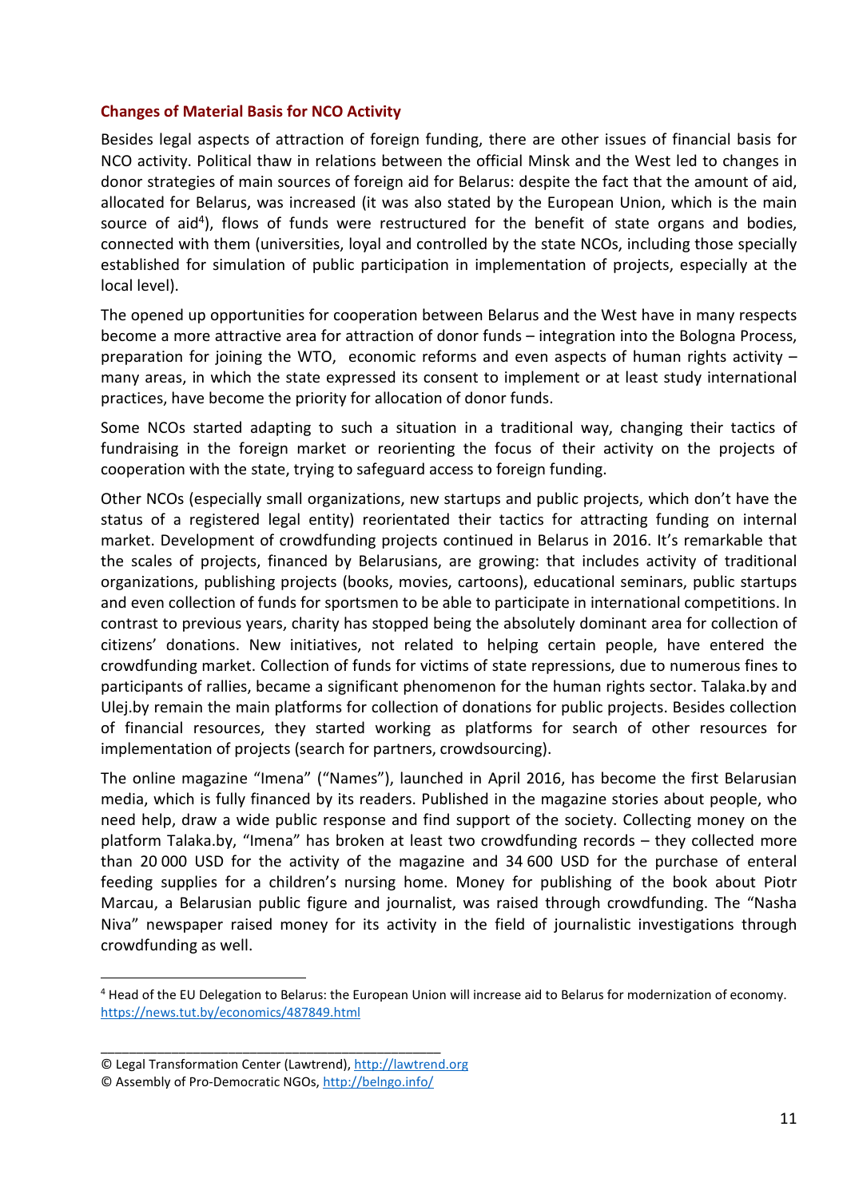## Changes of Material Basis for NCO Activity

Besides legal aspects of attraction of foreign funding, there are other issues of financial basis for NCO activity. Political thaw in relations between the official Minsk and the West led to changes in donor strategies of main sources of foreign aid for Belarus: despite the fact that the amount of aid, allocated for Belarus, was increased (it was also stated by the European Union, which is the main source of aid[4]), flows of funds were restructured for the benefit of state organs and bodies, connected with them (universities, loyal and controlled by the state NCOs, including those specially established for simulation of public participation in implementation of projects, especially at the local level).

The opened up opportunities for cooperation between Belarus and the West have in many respects become a more attractive area for attraction of donor funds – integration into the Bologna Process, preparation for joining the WTO, economic reforms and even aspects of human rights activity – many areas, in which the state expressed its consent to implement or at least study international practices, have become the priority for allocation of donor funds.

Some NCOs started adapting to such a situation in a traditional way, changing their tactics of fundraising in the foreign market or reorienting the focus of their activity on the projects of cooperation with the state, trying to safeguard access to foreign funding.

Other NCOs (especially small organizations, new startups and public projects, which don't have the status of a registered legal entity) reorientated their tactics for attracting funding on internal market. Development of crowdfunding projects continued in Belarus in 2016. It's remarkable that the scales of projects, financed by Belarusians, are growing: that includes activity of traditional organizations, publishing projects (books, movies, cartoons), educational seminars, public startups and even collection of funds for sportsmen to be able to participate in international competitions. In contrast to previous years, charity has stopped being the absolutely dominant area for collection of citizens' donations. New initiatives, not related to helping certain people, have entered the crowdfunding market. Collection of funds for victims of state repressions, due to numerous fines to participants of rallies, became a significant phenomenon for the human rights sector. Talaka.by and Ulej.by remain the main platforms for collection of donations for public projects. Besides collection of financial resources, they started working as platforms for search of other resources for implementation of projects (search for partners, crowdsourcing).

The online magazine "Imena" ("Names"), launched in April 2016, has become the first Belarusian media, which is fully financed by its readers. Published in the magazine stories about people, who need help, draw a wide public response and find support of the society. Collecting money on the platform Talaka.by, "Imena" has broken at least two crowdfunding records – they collected more than 20 000 USD for the activity of the magazine and 34 600 USD for the purchase of enteral feeding supplies for a children's nursing home. Money for publishing of the book about Piotr Marcau, a Belarusian public figure and journalist, was raised through crowdfunding. The "Nasha Niva" newspaper raised money for its activity in the field of journalistic investigations through crowdfunding as well.

---

[4] Head of the EU Delegation to Belarus: the European Union will increase aid to Belarus for modernization of economy. https://news.tut.by/economics/487849.html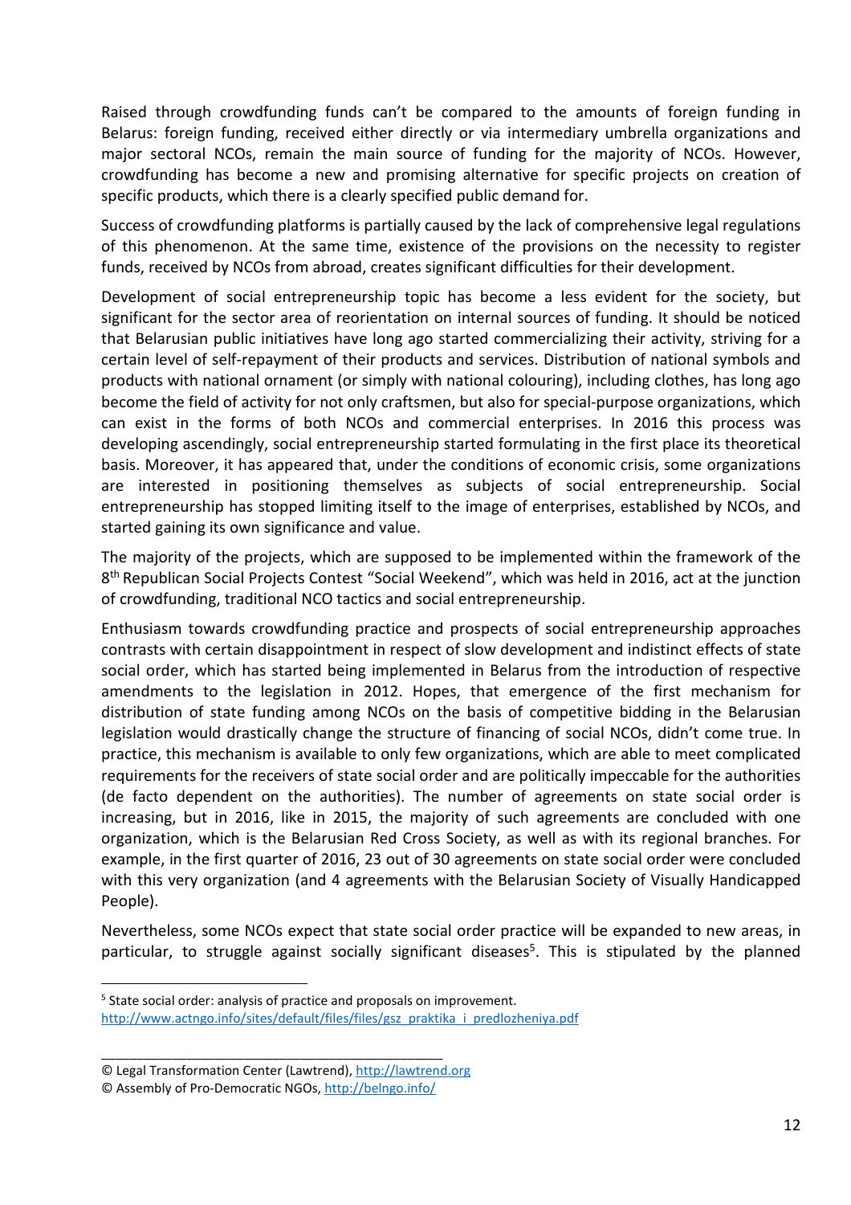Raised through crowdfunding funds can't be compared to the amounts of foreign funding in Belarus: foreign funding, received either directly or via intermediary umbrella organizations and major sectoral NCOs, remain the main source of funding for the majority of NCOs. However, crowdfunding has become a new and promising alternative for specific projects on creation of specific products, which there is a clearly specified public demand for.

Success of crowdfunding platforms is partially caused by the lack of comprehensive legal regulations of this phenomenon. At the same time, existence of the provisions on the necessity to register funds, received by NCOs from abroad, creates significant difficulties for their development.

Development of social entrepreneurship topic has become a less evident for the society, but significant for the sector area of reorientation on internal sources of funding. It should be noticed that Belarusian public initiatives have long ago started commercializing their activity, striving for a certain level of self-repayment of their products and services. Distribution of national symbols and products with national ornament (or simply with national colouring), including clothes, has long ago become the field of activity for not only craftsmen, but also for special-purpose organizations, which can exist in the forms of both NCOs and commercial enterprises. In 2016 this process was developing ascendingly, social entrepreneurship started formulating in the first place its theoretical basis. Moreover, it has appeared that, under the conditions of economic crisis, some organizations are interested in positioning themselves as subjects of social entrepreneurship. Social entrepreneurship has stopped limiting itself to the image of enterprises, established by NCOs, and started gaining its own significance and value.

The majority of the projects, which are supposed to be implemented within the framework of the 8th Republican Social Projects Contest "Social Weekend", which was held in 2016, act at the junction of crowdfunding, traditional NCO tactics and social entrepreneurship.

Enthusiasm towards crowdfunding practice and prospects of social entrepreneurship approaches contrasts with certain disappointment in respect of slow development and indistinct effects of state social order, which has started being implemented in Belarus from the introduction of respective amendments to the legislation in 2012. Hopes, that emergence of the first mechanism for distribution of state funding among NCOs on the basis of competitive bidding in the Belarusian legislation would drastically change the structure of financing of social NCOs, didn't come true. In practice, this mechanism is available to only few organizations, which are able to meet complicated requirements for the receivers of state social order and are politically impeccable for the authorities (de facto dependent on the authorities). The number of agreements on state social order is increasing, but in 2016, like in 2015, the majority of such agreements are concluded with one organization, which is the Belarusian Red Cross Society, as well as with its regional branches. For example, in the first quarter of 2016, 23 out of 30 agreements on state social order were concluded with this very organization (and 4 agreements with the Belarusian Society of Visually Handicapped People).

Nevertheless, some NCOs expect that state social order practice will be expanded to new areas, in particular, to struggle against socially significant diseases[5]. This is stipulated by the planned

---

[5] State social order: analysis of practice and proposals on improvement. http://www.actngo.info/sites/default/files/files/gsz_praktika_i_predlozheniya.pdf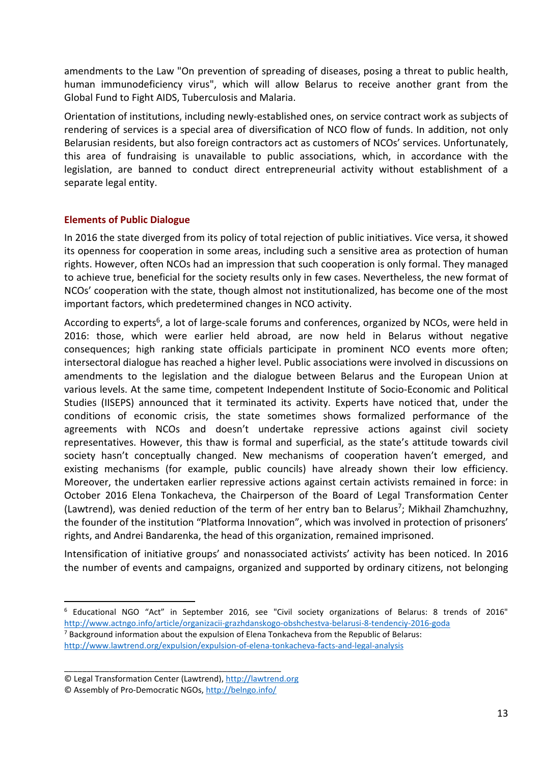amendments to the Law "On prevention of spreading of diseases, posing a threat to public health, human immunodeficiency virus", which will allow Belarus to receive another grant from the Global Fund to Fight AIDS, Tuberculosis and Malaria.

Orientation of institutions, including newly-established ones, on service contract work as subjects of rendering of services is a special area of diversification of NCO flow of funds. In addition, not only Belarusian residents, but also foreign contractors act as customers of NCOs' services. Unfortunately, this area of fundraising is unavailable to public associations, which, in accordance with the legislation, are banned to conduct direct entrepreneurial activity without establishment of a separate legal entity.

## Elements of Public Dialogue

In 2016 the state diverged from its policy of total rejection of public initiatives. Vice versa, it showed its openness for cooperation in some areas, including such a sensitive area as protection of human rights. However, often NCOs had an impression that such cooperation is only formal. They managed to achieve true, beneficial for the society results only in few cases. Nevertheless, the new format of NCOs' cooperation with the state, though almost not institutionalized, has become one of the most important factors, which predetermined changes in NCO activity.

According to experts[6], a lot of large-scale forums and conferences, organized by NCOs, were held in 2016: those, which were earlier held abroad, are now held in Belarus without negative consequences; high ranking state officials participate in prominent NCO events more often; intersectoral dialogue has reached a higher level. Public associations were involved in discussions on amendments to the legislation and the dialogue between Belarus and the European Union at various levels. At the same time, competent Independent Institute of Socio-Economic and Political Studies (IISEPS) announced that it terminated its activity. Experts have noticed that, under the conditions of economic crisis, the state sometimes shows formalized performance of the agreements with NCOs and doesn't undertake repressive actions against civil society representatives. However, this thaw is formal and superficial, as the state's attitude towards civil society hasn't conceptually changed. New mechanisms of cooperation haven't emerged, and existing mechanisms (for example, public councils) have already shown their low efficiency. Moreover, the undertaken earlier repressive actions against certain activists remained in force: in October 2016 Elena Tonkacheva, the Chairperson of the Board of Legal Transformation Center (Lawtrend), was denied reduction of the term of her entry ban to Belarus[7]; Mikhail Zhamchuzhny, the founder of the institution "Platforma Innovation", which was involved in protection of prisoners' rights, and Andrei Bandarenka, the head of this organization, remained imprisoned.

Intensification of initiative groups' and nonassociated activists' activity has been noticed. In 2016 the number of events and campaigns, organized and supported by ordinary citizens, not belonging

---

[6] Educational NGO "Act" in September 2016, see "Civil society organizations of Belarus: 8 trends of 2016" http://www.actngo.info/article/organizacii-grazhdanskogo-obshchestva-belarusi-8-tendenciy-2016-goda

[7] Background information about the expulsion of Elena Tonkacheva from the Republic of Belarus: http://www.lawtrend.org/expulsion/expulsion-of-elena-tonkacheva-facts-and-legal-analysis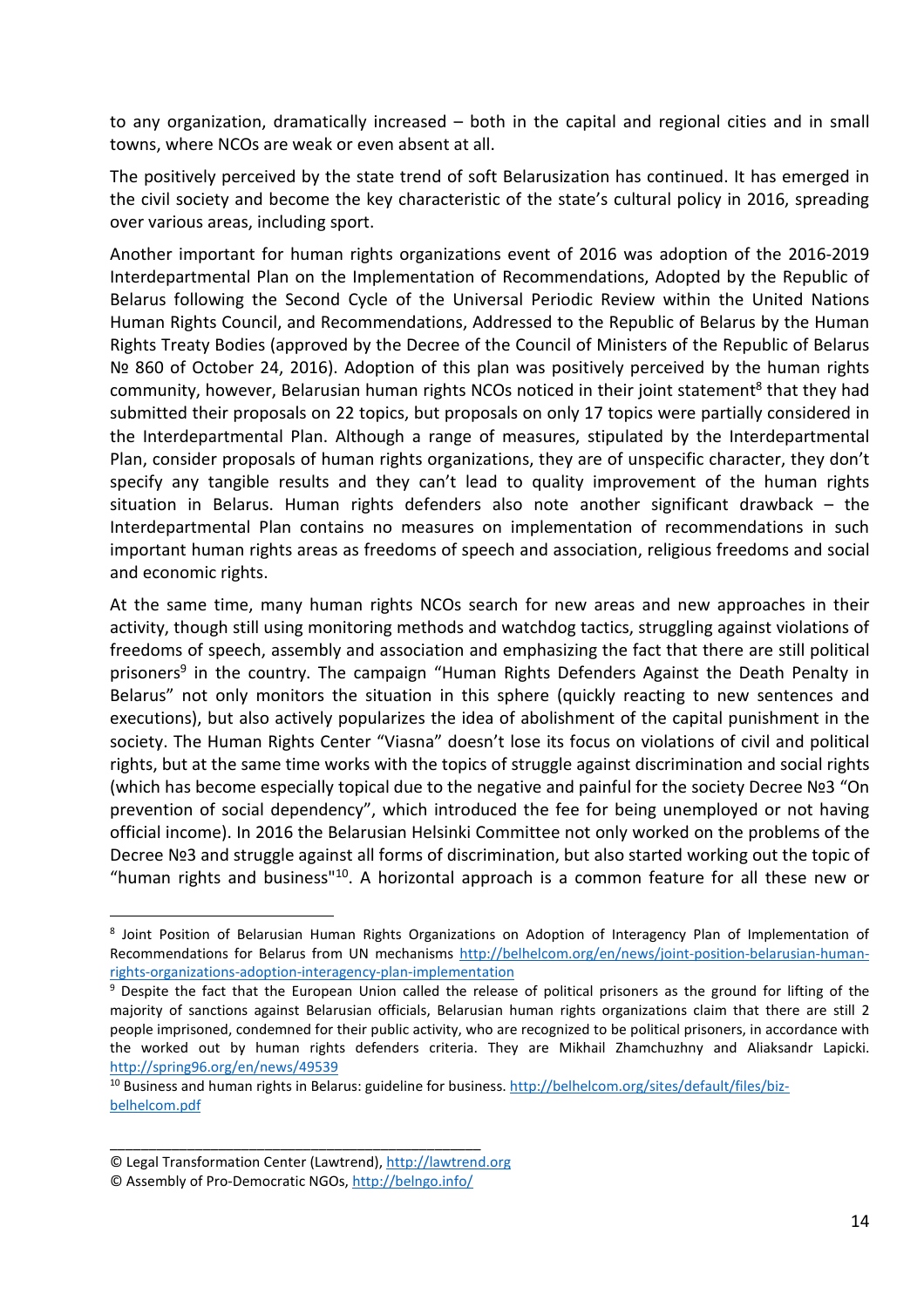to any organization, dramatically increased – both in the capital and regional cities and in small towns, where NCOs are weak or even absent at all.

The positively perceived by the state trend of soft Belarusization has continued. It has emerged in the civil society and become the key characteristic of the state's cultural policy in 2016, spreading over various areas, including sport.

Another important for human rights organizations event of 2016 was adoption of the 2016-2019 Interdepartmental Plan on the Implementation of Recommendations, Adopted by the Republic of Belarus following the Second Cycle of the Universal Periodic Review within the United Nations Human Rights Council, and Recommendations, Addressed to the Republic of Belarus by the Human Rights Treaty Bodies (approved by the Decree of the Council of Ministers of the Republic of Belarus № 860 of October 24, 2016). Adoption of this plan was positively perceived by the human rights community, however, Belarusian human rights NCOs noticed in their joint statement[8] that they had submitted their proposals on 22 topics, but proposals on only 17 topics were partially considered in the Interdepartmental Plan. Although a range of measures, stipulated by the Interdepartmental Plan, consider proposals of human rights organizations, they are of unspecific character, they don't specify any tangible results and they can't lead to quality improvement of the human rights situation in Belarus. Human rights defenders also note another significant drawback – the Interdepartmental Plan contains no measures on implementation of recommendations in such important human rights areas as freedoms of speech and association, religious freedoms and social and economic rights.

At the same time, many human rights NCOs search for new areas and new approaches in their activity, though still using monitoring methods and watchdog tactics, struggling against violations of freedoms of speech, assembly and association and emphasizing the fact that there are still political prisoners[9] in the country. The campaign "Human Rights Defenders Against the Death Penalty in Belarus" not only monitors the situation in this sphere (quickly reacting to new sentences and executions), but also actively popularizes the idea of abolishment of the capital punishment in the society. The Human Rights Center "Viasna" doesn't lose its focus on violations of civil and political rights, but at the same time works with the topics of struggle against discrimination and social rights (which has become especially topical due to the negative and painful for the society Decree №3 "On prevention of social dependency", which introduced the fee for being unemployed or not having official income). In 2016 the Belarusian Helsinki Committee not only worked on the problems of the Decree №3 and struggle against all forms of discrimination, but also started working out the topic of "human rights and business"[10]. A horizontal approach is a common feature for all these new or

---

[8] Joint Position of Belarusian Human Rights Organizations on Adoption of Interagency Plan of Implementation of Recommendations for Belarus from UN mechanisms http://belhelcom.org/en/news/joint-position-belarusian-human-rights-organizations-adoption-interagency-plan-implementation

[9] Despite the fact that the European Union called the release of political prisoners as the ground for lifting of the majority of sanctions against Belarusian officials, Belarusian human rights organizations claim that there are still 2 people imprisoned, condemned for their public activity, who are recognized to be political prisoners, in accordance with the worked out by human rights defenders criteria. They are Mikhail Zhamchuzhny and Aliaksandr Lapicki. http://spring96.org/en/news/49539

[10] Business and human rights in Belarus: guideline for business. http://belhelcom.org/sites/default/files/biz-belhelcom.pdf

© Legal Transformation Center (Lawtrend), http://lawtrend.org
© Assembly of Pro-Democratic NGOs, http://belngo.info/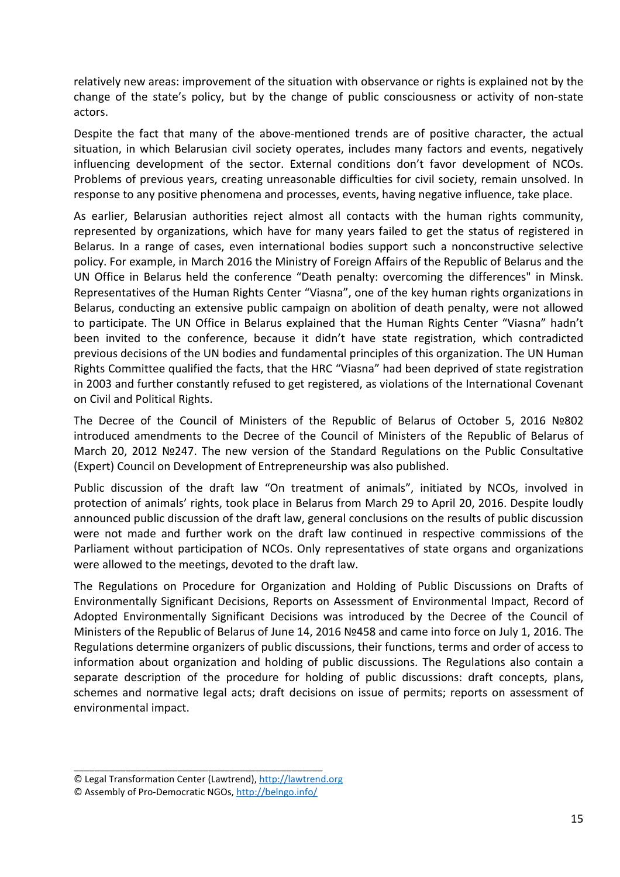relatively new areas: improvement of the situation with observance or rights is explained not by the change of the state's policy, but by the change of public consciousness or activity of non-state actors.

Despite the fact that many of the above-mentioned trends are of positive character, the actual situation, in which Belarusian civil society operates, includes many factors and events, negatively influencing development of the sector. External conditions don't favor development of NCOs. Problems of previous years, creating unreasonable difficulties for civil society, remain unsolved. In response to any positive phenomena and processes, events, having negative influence, take place.

As earlier, Belarusian authorities reject almost all contacts with the human rights community, represented by organizations, which have for many years failed to get the status of registered in Belarus. In a range of cases, even international bodies support such a nonconstructive selective policy. For example, in March 2016 the Ministry of Foreign Affairs of the Republic of Belarus and the UN Office in Belarus held the conference "Death penalty: overcoming the differences" in Minsk. Representatives of the Human Rights Center "Viasna", one of the key human rights organizations in Belarus, conducting an extensive public campaign on abolition of death penalty, were not allowed to participate. The UN Office in Belarus explained that the Human Rights Center "Viasna" hadn't been invited to the conference, because it didn't have state registration, which contradicted previous decisions of the UN bodies and fundamental principles of this organization. The UN Human Rights Committee qualified the facts, that the HRC "Viasna" had been deprived of state registration in 2003 and further constantly refused to get registered, as violations of the International Covenant on Civil and Political Rights.

The Decree of the Council of Ministers of the Republic of Belarus of October 5, 2016 №802 introduced amendments to the Decree of the Council of Ministers of the Republic of Belarus of March 20, 2012 №247. The new version of the Standard Regulations on the Public Consultative (Expert) Council on Development of Entrepreneurship was also published.

Public discussion of the draft law "On treatment of animals", initiated by NCOs, involved in protection of animals' rights, took place in Belarus from March 29 to April 20, 2016. Despite loudly announced public discussion of the draft law, general conclusions on the results of public discussion were not made and further work on the draft law continued in respective commissions of the Parliament without participation of NCOs. Only representatives of state organs and organizations were allowed to the meetings, devoted to the draft law.

The Regulations on Procedure for Organization and Holding of Public Discussions on Drafts of Environmentally Significant Decisions, Reports on Assessment of Environmental Impact, Record of Adopted Environmentally Significant Decisions was introduced by the Decree of the Council of Ministers of the Republic of Belarus of June 14, 2016 №458 and came into force on July 1, 2016. The Regulations determine organizers of public discussions, their functions, terms and order of access to information about organization and holding of public discussions. The Regulations also contain a separate description of the procedure for holding of public discussions: draft concepts, plans, schemes and normative legal acts; draft decisions on issue of permits; reports on assessment of environmental impact.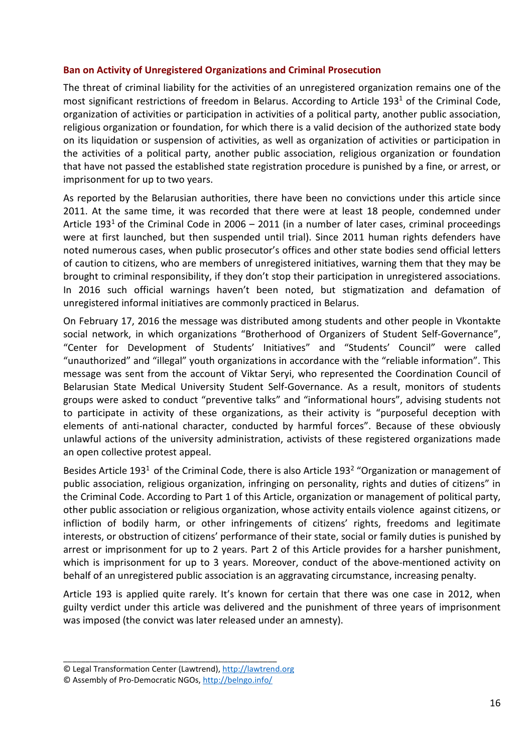## Ban on Activity of Unregistered Organizations and Criminal Prosecution

The threat of criminal liability for the activities of an unregistered organization remains one of the most significant restrictions of freedom in Belarus. According to Article $193^1$ of the Criminal Code, organization of activities or participation in activities of a political party, another public association, religious organization or foundation, for which there is a valid decision of the authorized state body on its liquidation or suspension of activities, as well as organization of activities or participation in the activities of a political party, another public association, religious organization or foundation that have not passed the established state registration procedure is punished by a fine, or arrest, or imprisonment for up to two years.

As reported by the Belarusian authorities, there have been no convictions under this article since 2011. At the same time, it was recorded that there were at least 18 people, condemned under Article $193^1$ of the Criminal Code in 2006 – 2011 (in a number of later cases, criminal proceedings were at first launched, but then suspended until trial). Since 2011 human rights defenders have noted numerous cases, when public prosecutor's offices and other state bodies send official letters of caution to citizens, who are members of unregistered initiatives, warning them that they may be brought to criminal responsibility, if they don't stop their participation in unregistered associations. In 2016 such official warnings haven't been noted, but stigmatization and defamation of unregistered informal initiatives are commonly practiced in Belarus.

On February 17, 2016 the message was distributed among students and other people in Vkontakte social network, in which organizations "Brotherhood of Organizers of Student Self-Governance", "Center for Development of Students' Initiatives" and "Students' Council" were called "unauthorized" and "illegal" youth organizations in accordance with the "reliable information". This message was sent from the account of Viktar Seryi, who represented the Coordination Council of Belarusian State Medical University Student Self-Governance. As a result, monitors of students groups were asked to conduct "preventive talks" and "informational hours", advising students not to participate in activity of these organizations, as their activity is "purposeful deception with elements of anti-national character, conducted by harmful forces". Because of these obviously unlawful actions of the university administration, activists of these registered organizations made an open collective protest appeal.

Besides Article $193^1$ of the Criminal Code, there is also Article $193^2$ "Organization or management of public association, religious organization, infringing on personality, rights and duties of citizens" in the Criminal Code. According to Part 1 of this Article, organization or management of political party, other public association or religious organization, whose activity entails violence against citizens, or infliction of bodily harm, or other infringements of citizens' rights, freedoms and legitimate interests, or obstruction of citizens' performance of their state, social or family duties is punished by arrest or imprisonment for up to 2 years. Part 2 of this Article provides for a harsher punishment, which is imprisonment for up to 3 years. Moreover, conduct of the above-mentioned activity on behalf of an unregistered public association is an aggravating circumstance, increasing penalty.

Article 193 is applied quite rarely. It's known for certain that there was one case in 2012, when guilty verdict under this article was delivered and the punishment of three years of imprisonment was imposed (the convict was later released under an amnesty).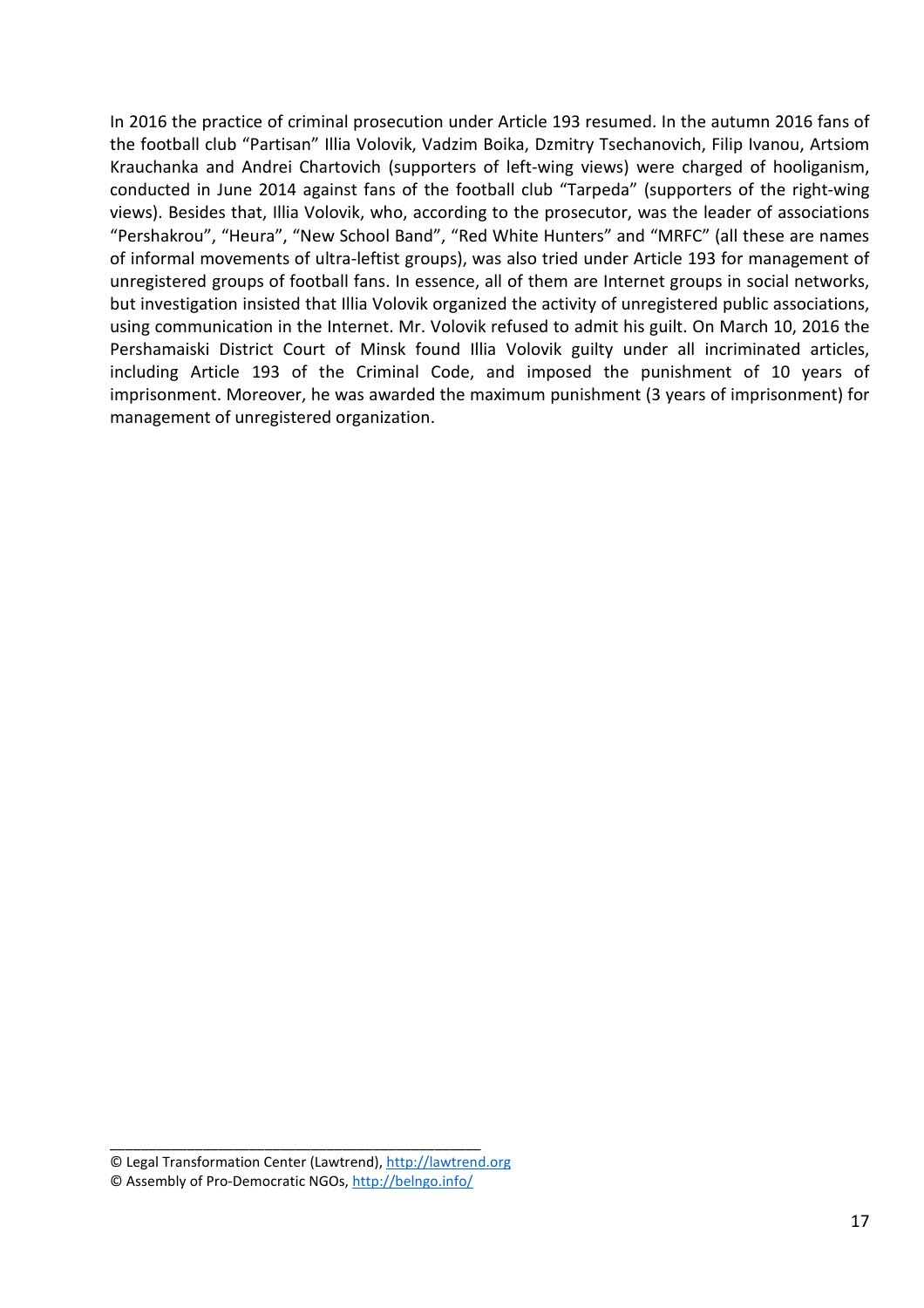In 2016 the practice of criminal prosecution under Article 193 resumed. In the autumn 2016 fans of the football club "Partisan" Illia Volovik, Vadzim Boika, Dzmitry Tsechanovich, Filip Ivanou, Artsiom Krauchanka and Andrei Chartovich (supporters of left-wing views) were charged of hooliganism, conducted in June 2014 against fans of the football club "Tarpeda" (supporters of the right-wing views). Besides that, Illia Volovik, who, according to the prosecutor, was the leader of associations "Pershakrou", "Heura", "New School Band", "Red White Hunters" and "MRFC" (all these are names of informal movements of ultra-leftist groups), was also tried under Article 193 for management of unregistered groups of football fans. In essence, all of them are Internet groups in social networks, but investigation insisted that Illia Volovik organized the activity of unregistered public associations, using communication in the Internet. Mr. Volovik refused to admit his guilt. On March 10, 2016 the Pershamaiski District Court of Minsk found Illia Volovik guilty under all incriminated articles, including Article 193 of the Criminal Code, and imposed the punishment of 10 years of imprisonment. Moreover, he was awarded the maximum punishment (3 years of imprisonment) for management of unregistered organization.